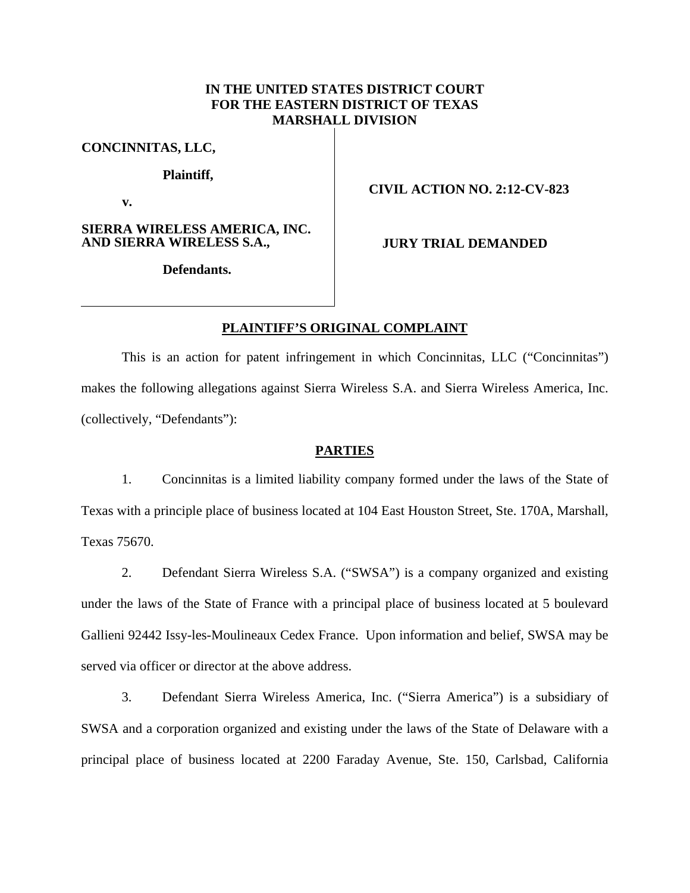**IN THE UNITED STATES DISTRICT COURT**
**FOR THE EASTERN DISTRICT OF TEXAS**
**MARSHALL DIVISION**

| | |
|---|---|
| **CONCINNITAS, LLC,** | |
| **Plaintiff,** | **CIVIL ACTION NO. 2:12-CV-823** |
| **v.** | |
| **SIERRA WIRELESS AMERICA, INC. AND SIERRA WIRELESS S.A.,** | **JURY TRIAL DEMANDED** |
| **Defendants.** | |

## PLAINTIFF'S ORIGINAL COMPLAINT

This is an action for patent infringement in which Concinnitas, LLC ("Concinnitas") makes the following allegations against Sierra Wireless S.A. and Sierra Wireless America, Inc. (collectively, "Defendants"):

## PARTIES

1. Concinnitas is a limited liability company formed under the laws of the State of Texas with a principle place of business located at 104 East Houston Street, Ste. 170A, Marshall, Texas 75670.

2. Defendant Sierra Wireless S.A. ("SWSA") is a company organized and existing under the laws of the State of France with a principal place of business located at 5 boulevard Gallieni 92442 Issy-les-Moulineaux Cedex France. Upon information and belief, SWSA may be served via officer or director at the above address.

3. Defendant Sierra Wireless America, Inc. ("Sierra America") is a subsidiary of SWSA and a corporation organized and existing under the laws of the State of Delaware with a principal place of business located at 2200 Faraday Avenue, Ste. 150, Carlsbad, California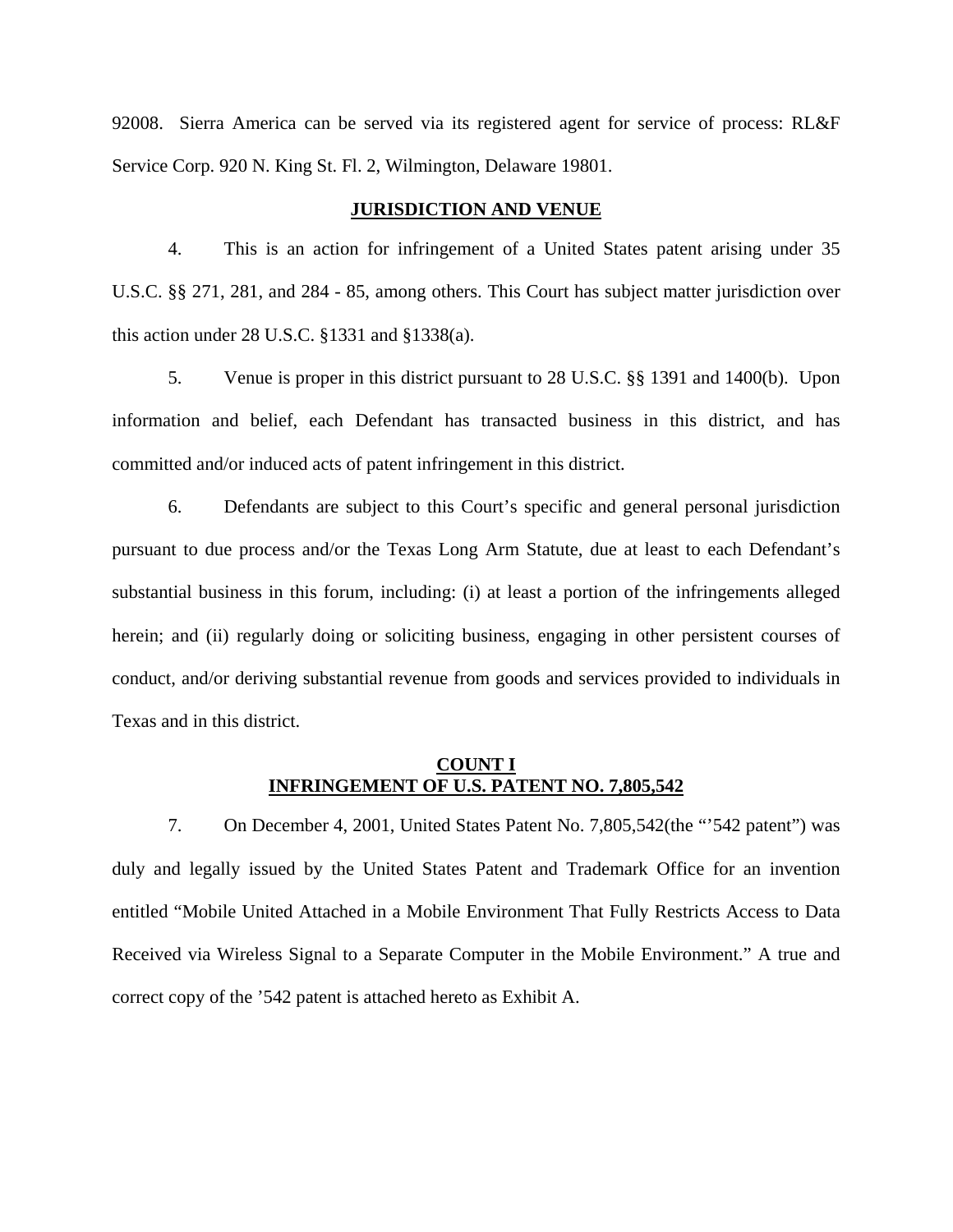92008. Sierra America can be served via its registered agent for service of process: RL&F Service Corp. 920 N. King St. Fl. 2, Wilmington, Delaware 19801.

## JURISDICTION AND VENUE

4. This is an action for infringement of a United States patent arising under 35 U.S.C. §§ 271, 281, and 284 - 85, among others. This Court has subject matter jurisdiction over this action under 28 U.S.C. §1331 and §1338(a).

5. Venue is proper in this district pursuant to 28 U.S.C. §§ 1391 and 1400(b). Upon information and belief, each Defendant has transacted business in this district, and has committed and/or induced acts of patent infringement in this district.

6. Defendants are subject to this Court's specific and general personal jurisdiction pursuant to due process and/or the Texas Long Arm Statute, due at least to each Defendant's substantial business in this forum, including: (i) at least a portion of the infringements alleged herein; and (ii) regularly doing or soliciting business, engaging in other persistent courses of conduct, and/or deriving substantial revenue from goods and services provided to individuals in Texas and in this district.

## COUNT I
## INFRINGEMENT OF U.S. PATENT NO. 7,805,542

7. On December 4, 2001, United States Patent No. 7,805,542(the "'542 patent") was duly and legally issued by the United States Patent and Trademark Office for an invention entitled "Mobile United Attached in a Mobile Environment That Fully Restricts Access to Data Received via Wireless Signal to a Separate Computer in the Mobile Environment." A true and correct copy of the '542 patent is attached hereto as Exhibit A.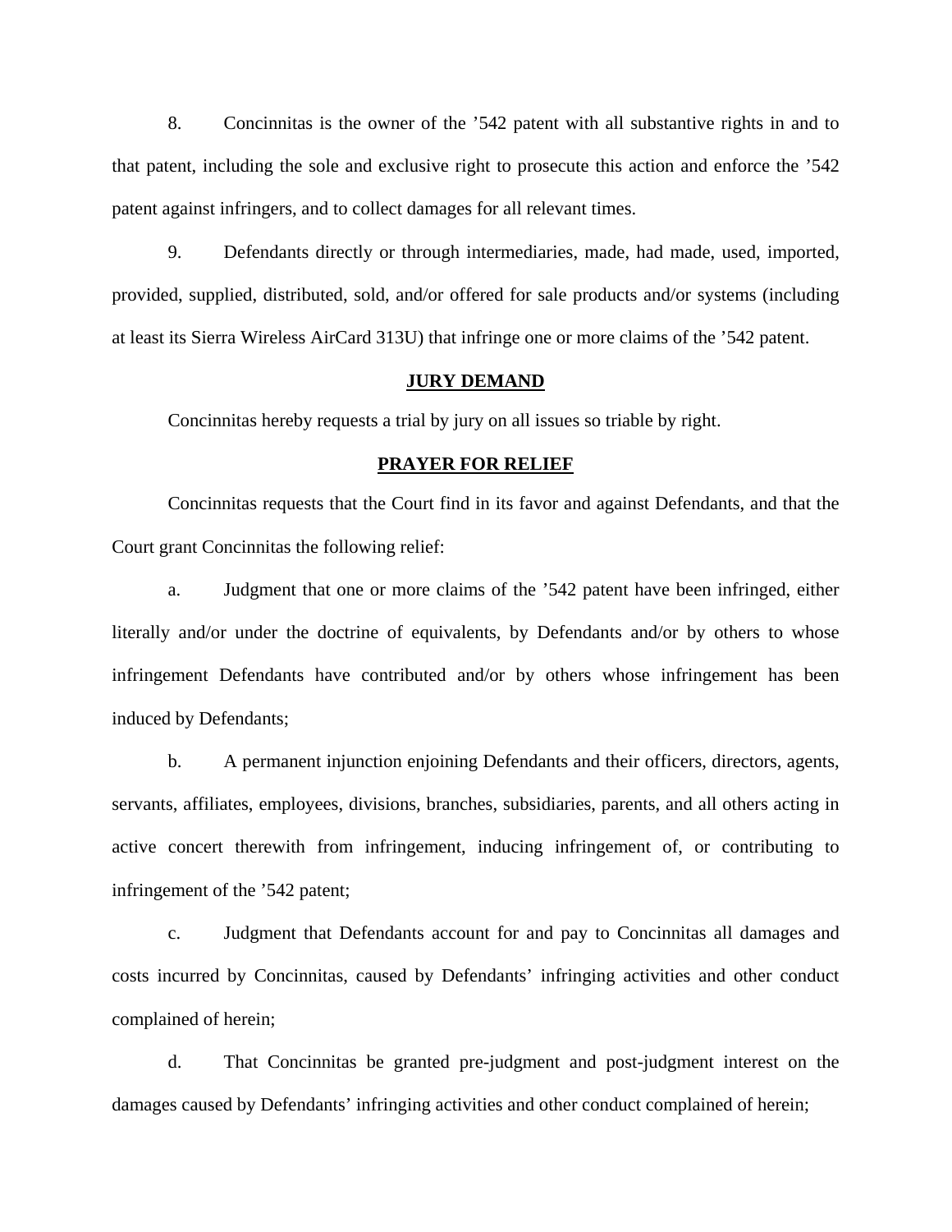8. Concinnitas is the owner of the ’542 patent with all substantive rights in and to that patent, including the sole and exclusive right to prosecute this action and enforce the ’542 patent against infringers, and to collect damages for all relevant times.

9. Defendants directly or through intermediaries, made, had made, used, imported, provided, supplied, distributed, sold, and/or offered for sale products and/or systems (including at least its Sierra Wireless AirCard 313U) that infringe one or more claims of the ’542 patent.

## JURY DEMAND

Concinnitas hereby requests a trial by jury on all issues so triable by right.

## PRAYER FOR RELIEF

Concinnitas requests that the Court find in its favor and against Defendants, and that the Court grant Concinnitas the following relief:

a. Judgment that one or more claims of the ’542 patent have been infringed, either literally and/or under the doctrine of equivalents, by Defendants and/or by others to whose infringement Defendants have contributed and/or by others whose infringement has been induced by Defendants;

b. A permanent injunction enjoining Defendants and their officers, directors, agents, servants, affiliates, employees, divisions, branches, subsidiaries, parents, and all others acting in active concert therewith from infringement, inducing infringement of, or contributing to infringement of the ’542 patent;

c. Judgment that Defendants account for and pay to Concinnitas all damages and costs incurred by Concinnitas, caused by Defendants’ infringing activities and other conduct complained of herein;

d. That Concinnitas be granted pre-judgment and post-judgment interest on the damages caused by Defendants’ infringing activities and other conduct complained of herein;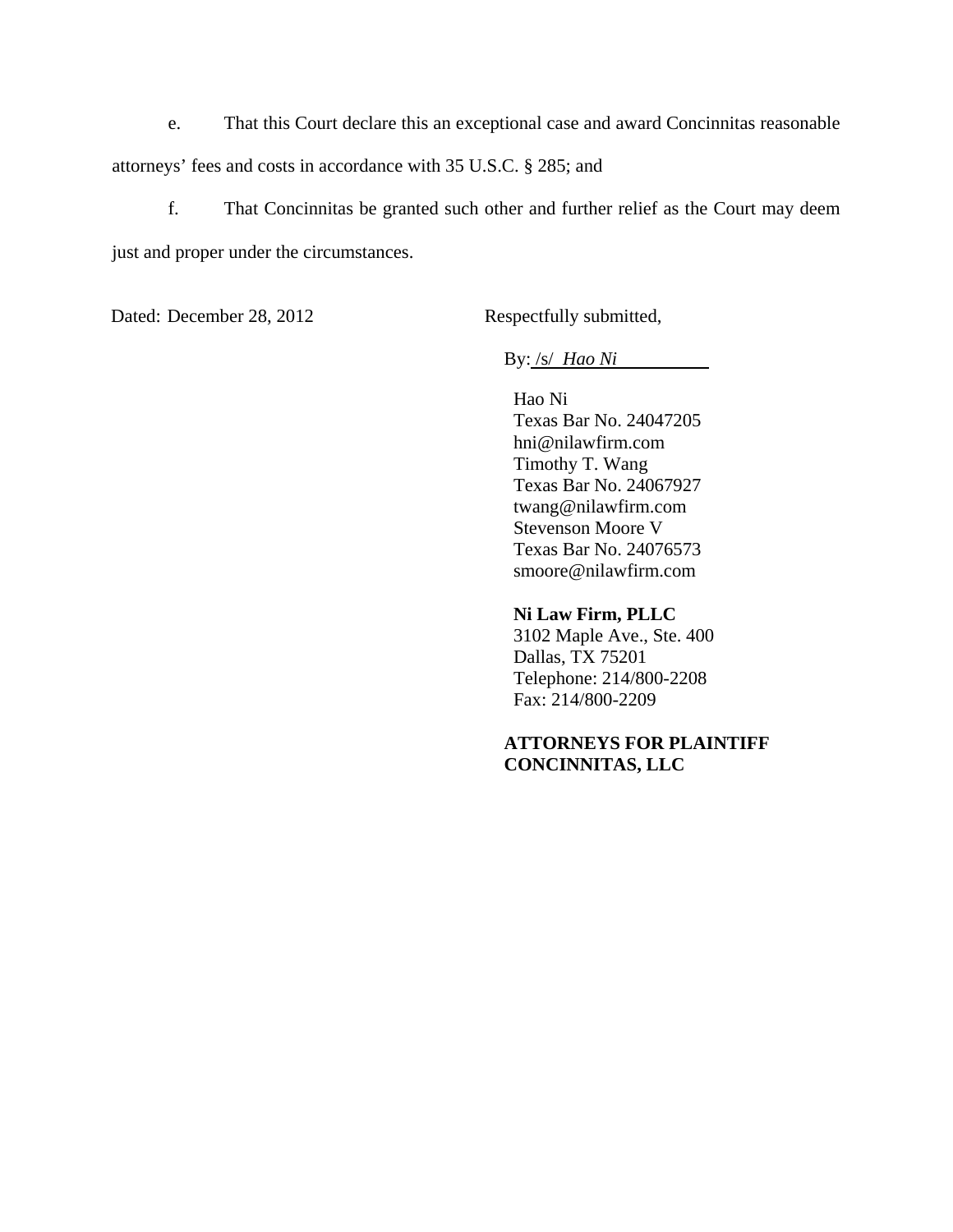e. That this Court declare this an exceptional case and award Concinnitas reasonable attorneys' fees and costs in accordance with 35 U.S.C. § 285; and

f. That Concinnitas be granted such other and further relief as the Court may deem just and proper under the circumstances.

Dated: December 28, 2012

Respectfully submitted,

By: /s/ *Hao Ni*

Hao Ni
Texas Bar No. 24047205
hni@nilawfirm.com
Timothy T. Wang
Texas Bar No. 24067927
twang@nilawfirm.com
Stevenson Moore V
Texas Bar No. 24076573
smoore@nilawfirm.com

**Ni Law Firm, PLLC**
3102 Maple Ave., Ste. 400
Dallas, TX 75201
Telephone: 214/800-2208
Fax: 214/800-2209

**ATTORNEYS FOR PLAINTIFF CONCINNITAS, LLC**